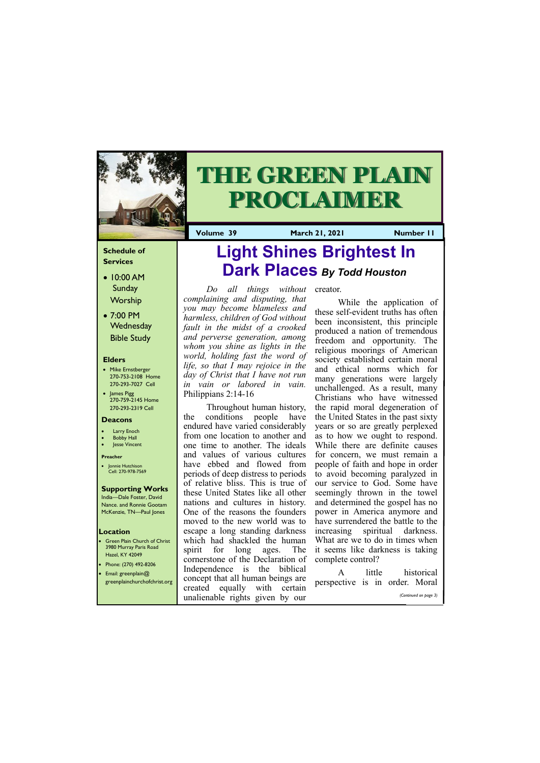# THE GREEN PLAIN PROCLAIMER

**Volume 39** **March 21, 2021** **Number 11**

**Schedule of Services**

- 10:00 AM Sunday Worship
- 7:00 PM Wednesday Bible Study

**Elders**

- Mike Ernstberger 270-753-2108 Home 270-293-7027 Cell
- James Pigg 270-759-2145 Home 270-293-2319 Cell

**Deacons**

- Larry Enoch
- Bobby Hall
- Jesse Vincent

**Preacher**

- Jonnie Hutchison Cell: 270-978-7569

**Supporting Works**

India—Dale Foster, David Nance. and Ronnie Gootam McKenzie, TN—Paul Jones

**Location**

- Green Plain Church of Christ 3980 Murray Paris Road Hazel, KY 42049
- Phone: (270) 492-8206
- Email: greenplain@greenplainchurchofchrist.org

## Light Shines Brightest In Dark Places *By Todd Houston*

*Do all things without complaining and disputing, that you may become blameless and harmless, children of God without fault in the midst of a crooked and perverse generation, among whom you shine as lights in the world, holding fast the word of life, so that I may rejoice in the day of Christ that I have not run in vain or labored in vain.* Philippians 2:14-16

Throughout human history, the conditions people have endured have varied considerably from one location to another and one time to another. The ideals and values of various cultures have ebbed and flowed from periods of deep distress to periods of relative bliss. This is true of these United States like all other nations and cultures in history. One of the reasons the founders moved to the new world was to escape a long standing darkness which had shackled the human spirit for long ages. The cornerstone of the Declaration of Independence is the biblical concept that all human beings are created equally with certain unalienable rights given by our creator.

While the application of these self-evident truths has often been inconsistent, this principle produced a nation of tremendous freedom and opportunity. The religious moorings of American society established certain moral and ethical norms which for many generations were largely unchallenged. As a result, many Christians who have witnessed the rapid moral degeneration of the United States in the past sixty years or so are greatly perplexed as to how we ought to respond. While there are definite causes for concern, we must remain a people of faith and hope in order to avoid becoming paralyzed in our service to God. Some have seemingly thrown in the towel and determined the gospel has no power in America anymore and have surrendered the battle to the increasing spiritual darkness. What are we to do in times when it seems like darkness is taking complete control?

A little historical perspective is in order. Moral

*(Continued on page 3)*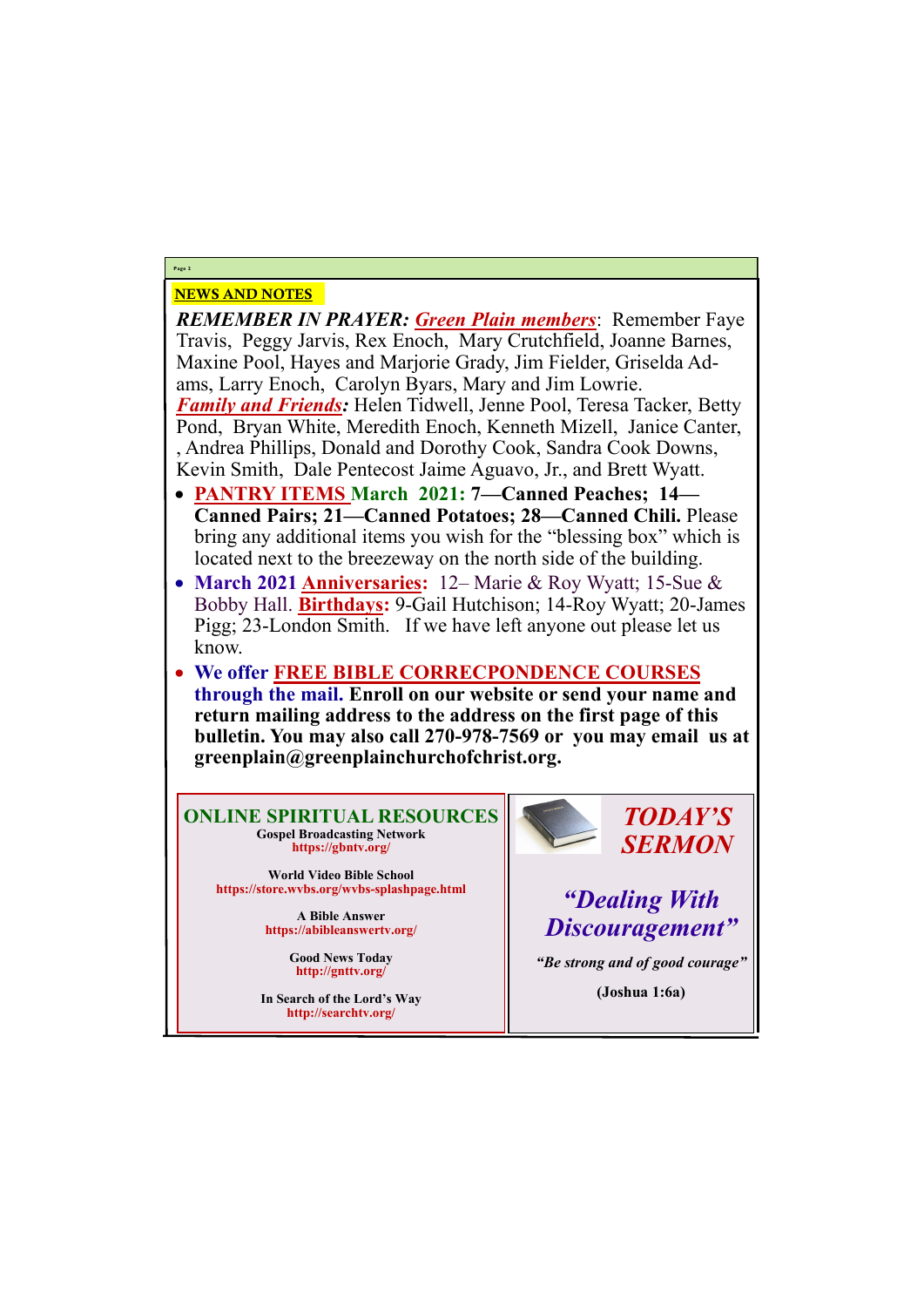## NEWS AND NOTES

***REMEMBER IN PRAYER:*** ***Green Plain members***: Remember Faye Travis, Peggy Jarvis, Rex Enoch, Mary Crutchfield, Joanne Barnes, Maxine Pool, Hayes and Marjorie Grady, Jim Fielder, Griselda Adams, Larry Enoch, Carolyn Byars, Mary and Jim Lowrie.
***Family and Friends:*** Helen Tidwell, Jenne Pool, Teresa Tacker, Betty Pond, Bryan White, Meredith Enoch, Kenneth Mizell, Janice Canter, , Andrea Phillips, Donald and Dorothy Cook, Sandra Cook Downs, Kevin Smith, Dale Pentecost Jaime Aguavo, Jr., and Brett Wyatt.

- **PANTRY ITEMS March 2021: 7—Canned Peaches; 14—Canned Pairs; 21—Canned Potatoes; 28—Canned Chili.** Please bring any additional items you wish for the "blessing box" which is located next to the breezeway on the north side of the building.
- **March 2021 Anniversaries:** 12– Marie & Roy Wyatt; 15-Sue & Bobby Hall. **Birthdays:** 9-Gail Hutchison; 14-Roy Wyatt; 20-James Pigg; 23-London Smith. If we have left anyone out please let us know.
- **We offer FREE BIBLE CORRECPONDENCE COURSES through the mail. Enroll on our website or send your name and return mailing address to the address on the first page of this bulletin. You may also call 270-978-7569 or you may email us at greenplain@greenplainchurchofchrist.org.**

### ONLINE SPIRITUAL RESOURCES

**Gospel Broadcasting Network**
https://gbntv.org/

**World Video Bible School**
https://store.wvbs.org/wvbs-splashpage.html

**A Bible Answer**
https://abibleanswertv.org/

**Good News Today**
http://gnttv.org/

**In Search of the Lord's Way**
http://searchtv.org/

### *TODAY'S SERMON*

***"Dealing With Discouragement"***

***"Be strong and of good courage"***

**(Joshua 1:6a)**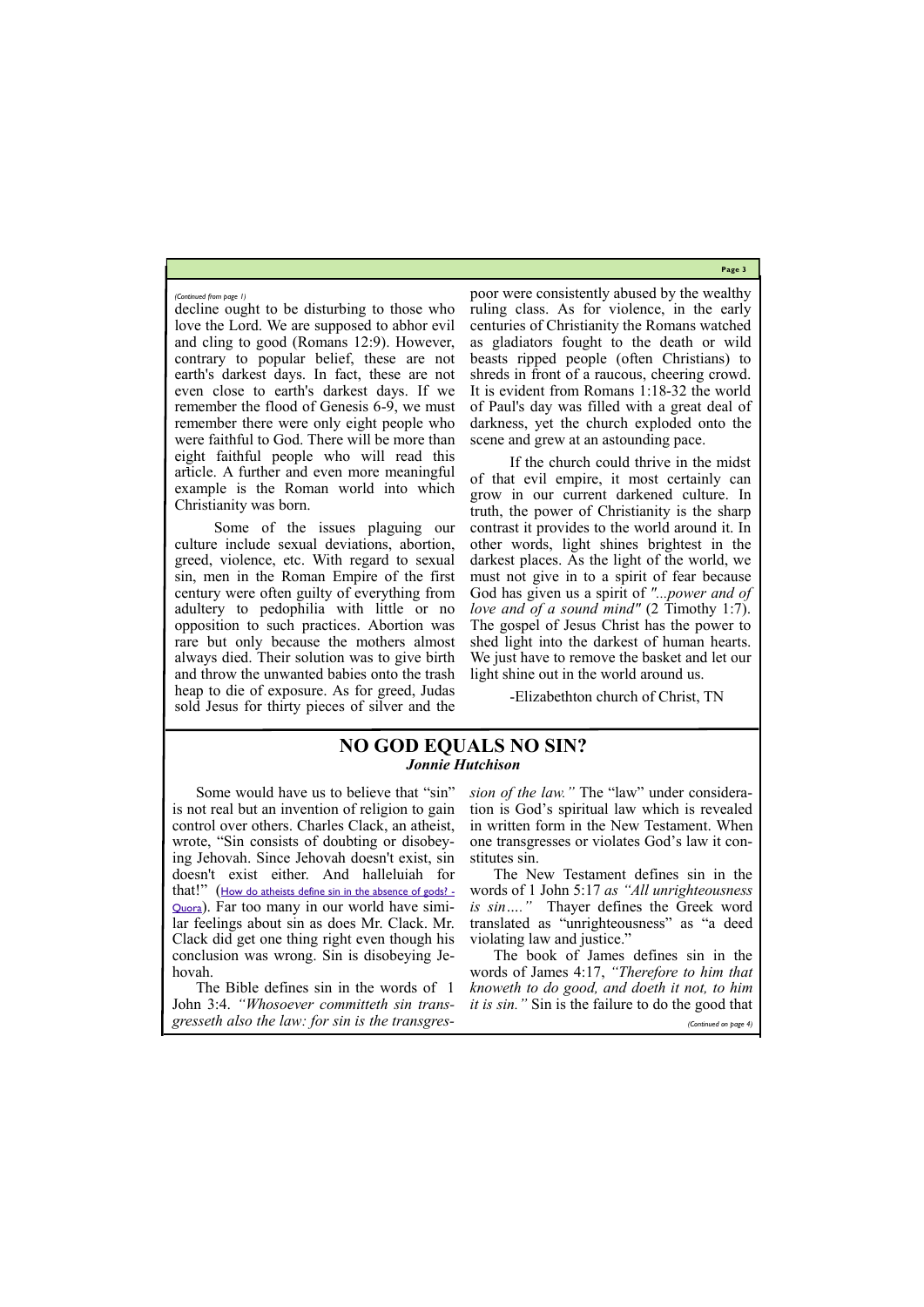*(Continued from page 1)*

decline ought to be disturbing to those who love the Lord. We are supposed to abhor evil and cling to good (Romans 12:9). However, contrary to popular belief, these are not earth's darkest days. In fact, these are not even close to earth's darkest days. If we remember the flood of Genesis 6-9, we must remember there were only eight people who were faithful to God. There will be more than eight faithful people who will read this article. A further and even more meaningful example is the Roman world into which Christianity was born.

Some of the issues plaguing our culture include sexual deviations, abortion, greed, violence, etc. With regard to sexual sin, men in the Roman Empire of the first century were often guilty of everything from adultery to pedophilia with little or no opposition to such practices. Abortion was rare but only because the mothers almost always died. Their solution was to give birth and throw the unwanted babies onto the trash heap to die of exposure. As for greed, Judas sold Jesus for thirty pieces of silver and the poor were consistently abused by the wealthy ruling class. As for violence, in the early centuries of Christianity the Romans watched as gladiators fought to the death or wild beasts ripped people (often Christians) to shreds in front of a raucous, cheering crowd. It is evident from Romans 1:18-32 the world of Paul's day was filled with a great deal of darkness, yet the church exploded onto the scene and grew at an astounding pace.

If the church could thrive in the midst of that evil empire, it most certainly can grow in our current darkened culture. In truth, the power of Christianity is the sharp contrast it provides to the world around it. In other words, light shines brightest in the darkest places. As the light of the world, we must not give in to a spirit of fear because God has given us a spirit of *"...power and of love and of a sound mind"* (2 Timothy 1:7). The gospel of Jesus Christ has the power to shed light into the darkest of human hearts. We just have to remove the basket and let our light shine out in the world around us.

-Elizabethton church of Christ, TN

## NO GOD EQUALS NO SIN?

***Jonnie Hutchison***

Some would have us to believe that "sin" is not real but an invention of religion to gain control over others. Charles Clack, an atheist, wrote, "Sin consists of doubting or disobeying Jehovah. Since Jehovah doesn't exist, sin doesn't exist either. And halleluiah for that!" (How do atheists define sin in the absence of gods? - Quora). Far too many in our world have similar feelings about sin as does Mr. Clack. Mr. Clack did get one thing right even though his conclusion was wrong. Sin is disobeying Jehovah.

The Bible defines sin in the words of 1 John 3:4. *"Whosoever committeth sin transgresseth also the law: for sin is the transgression of the law."* The "law" under consideration is God's spiritual law which is revealed in written form in the New Testament. When one transgresses or violates God's law it constitutes sin.

The New Testament defines sin in the words of 1 John 5:17 *as "All unrighteousness is sin…."* Thayer defines the Greek word translated as "unrighteousness" as "a deed violating law and justice."

The book of James defines sin in the words of James 4:17, *"Therefore to him that knoweth to do good, and doeth it not, to him it is sin."* Sin is the failure to do the good that

*(Continued on page 4)*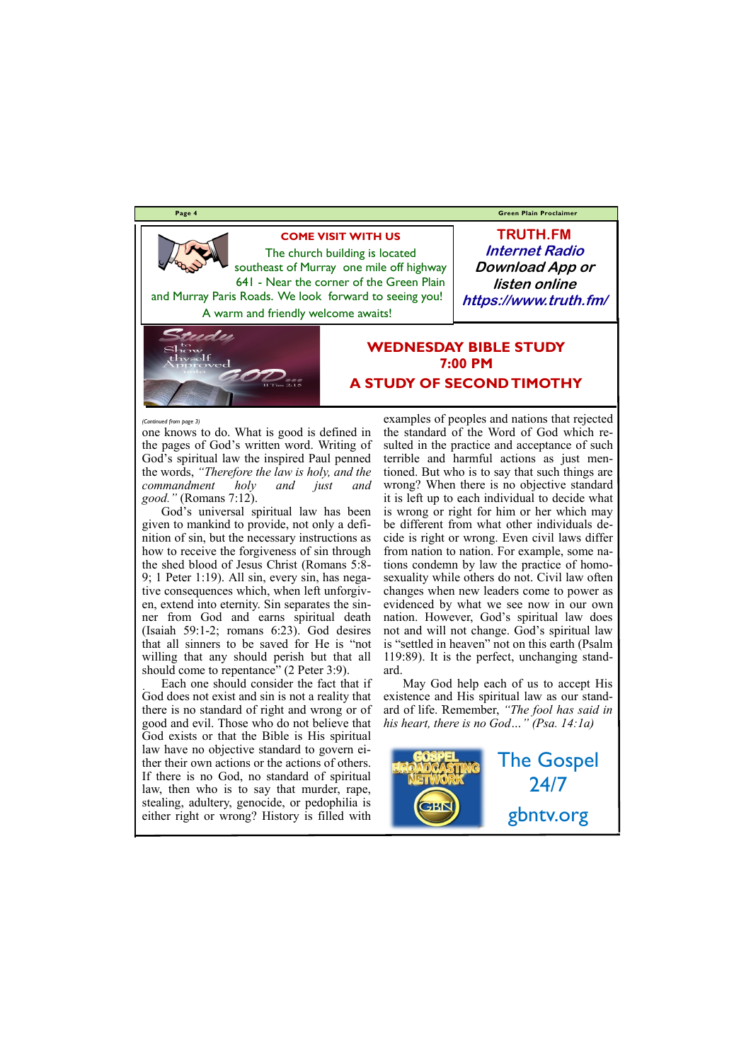## COME VISIT WITH US

The church building is located southeast of Murray one mile off highway 641 - Near the corner of the Green Plain and Murray Paris Roads. We look forward to seeing you! A warm and friendly welcome awaits!

## TRUTH.FM

*Internet Radio*

*Download App or listen online*

*https://www.truth.fm/*

## WEDNESDAY BIBLE STUDY

## 7:00 PM

## A STUDY OF SECOND TIMOTHY

*(Continued from page 3)*

one knows to do. What is good is defined in the pages of God's written word. Writing of God's spiritual law the inspired Paul penned the words, *"Therefore the law is holy, and the commandment holy and just and good."* (Romans 7:12).

God's universal spiritual law has been given to mankind to provide, not only a definition of sin, but the necessary instructions as how to receive the forgiveness of sin through the shed blood of Jesus Christ (Romans 5:8-9; 1 Peter 1:19). All sin, every sin, has negative consequences which, when left unforgiven, extend into eternity. Sin separates the sinner from God and earns spiritual death (Isaiah 59:1-2; romans 6:23). God desires that all sinners to be saved for He is "not willing that any should perish but that all should come to repentance" (2 Peter 3:9).

Each one should consider the fact that if God does not exist and sin is not a reality that there is no standard of right and wrong or of good and evil. Those who do not believe that God exists or that the Bible is His spiritual law have no objective standard to govern either their own actions or the actions of others. If there is no God, no standard of spiritual law, then who is to say that murder, rape, stealing, adultery, genocide, or pedophilia is either right or wrong? History is filled with examples of peoples and nations that rejected the standard of the Word of God which resulted in the practice and acceptance of such terrible and harmful actions as just mentioned. But who is to say that such things are wrong? When there is no objective standard it is left up to each individual to decide what is wrong or right for him or her which may be different from what other individuals decide is right or wrong. Even civil laws differ from nation to nation. For example, some nations condemn by law the practice of homosexuality while others do not. Civil law often changes when new leaders come to power as evidenced by what we see now in our own nation. However, God's spiritual law does not and will not change. God's spiritual law is "settled in heaven" not on this earth (Psalm 119:89). It is the perfect, unchanging standard.

May God help each of us to accept His existence and His spiritual law as our standard of life. Remember, *"The fool has said in his heart, there is no God…" (Psa. 14:1a)*

The Gospel 24/7

gbntv.org